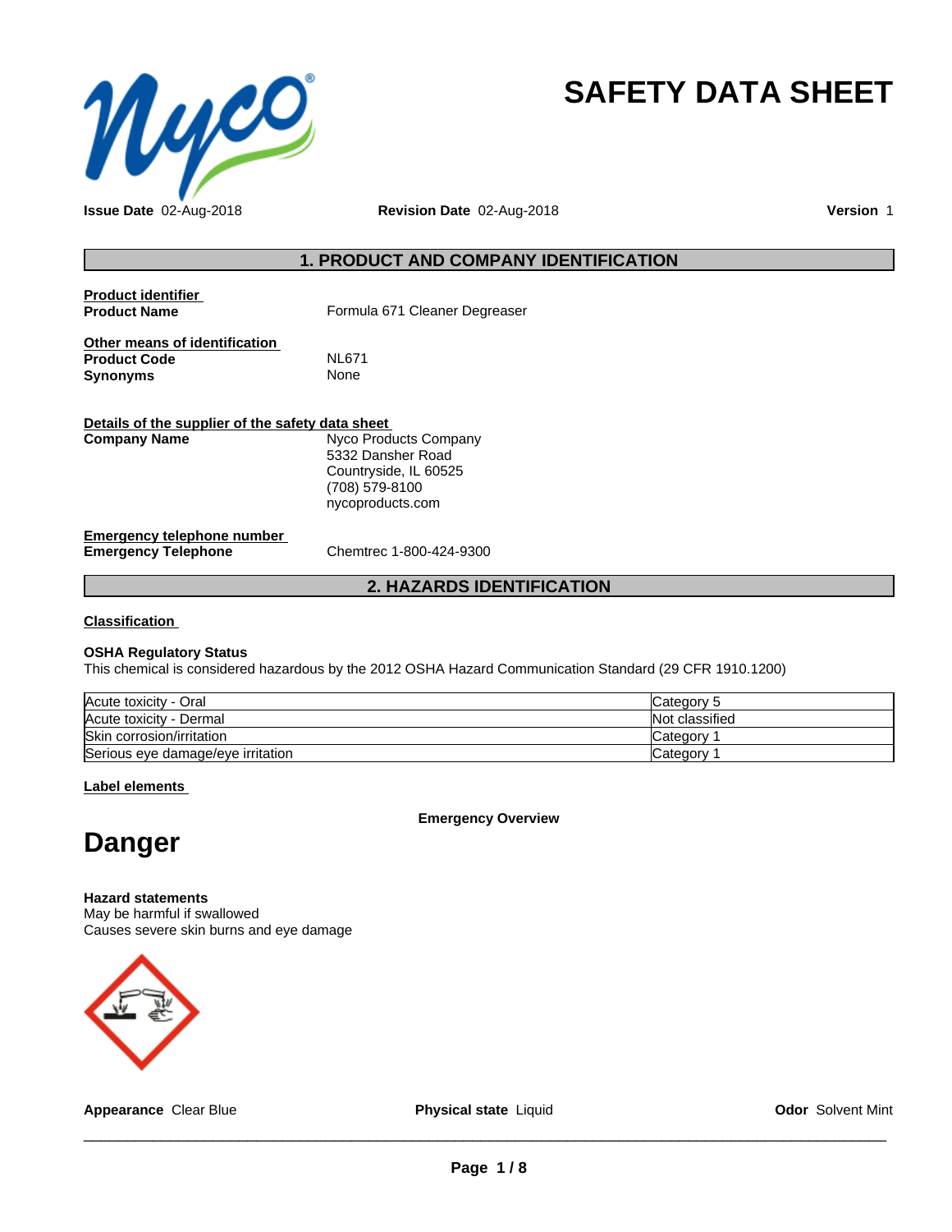# SAFETY DATA SHEET

**Issue Date** 02-Aug-2018 **Revision Date** 02-Aug-2018 **Version** 1

## 1. PRODUCT AND COMPANY IDENTIFICATION

**Product identifier**

**Product Name** Formula 671 Cleaner Degreaser

**Other means of identification**

**Product Code** NL671

**Synonyms** None

**Details of the supplier of the safety data sheet**

**Company Name** Nyco Products Company
5332 Dansher Road
Countryside, IL 60525
(708) 579-8100
nycoproducts.com

**Emergency telephone number**

**Emergency Telephone** Chemtrec 1-800-424-9300

## 2. HAZARDS IDENTIFICATION

**Classification**

**OSHA Regulatory Status**

This chemical is considered hazardous by the 2012 OSHA Hazard Communication Standard (29 CFR 1910.1200)

| | |
|---|---|
| Acute toxicity - Oral | Category 5 |
| Acute toxicity - Dermal | Not classified |
| Skin corrosion/irritation | Category 1 |
| Serious eye damage/eye irritation | Category 1 |

**Label elements**

**Emergency Overview**

# Danger

**Hazard statements**

May be harmful if swallowed

Causes severe skin burns and eye damage

**Appearance** Clear Blue **Physical state** Liquid **Odor** Solvent Mint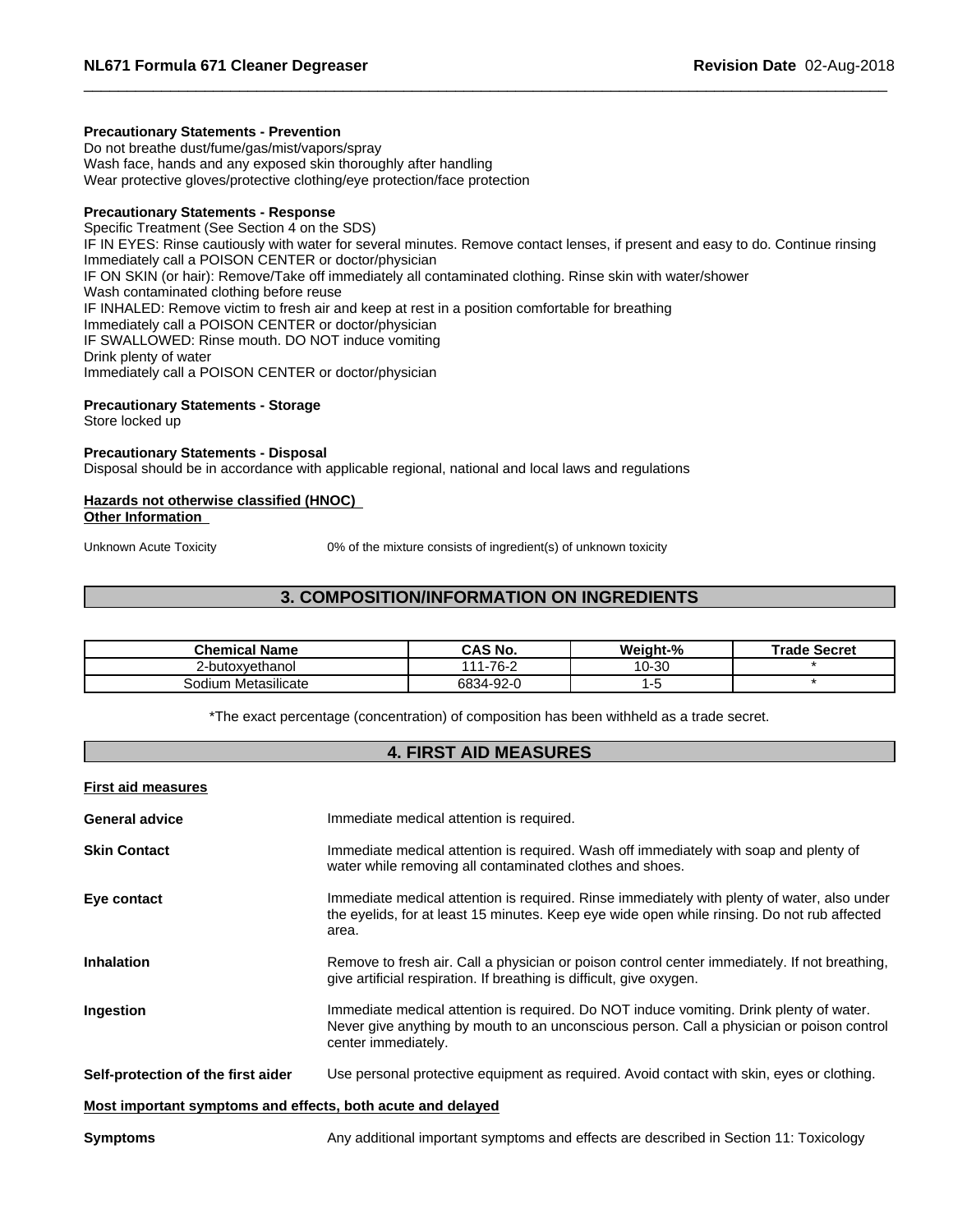**Precautionary Statements - Prevention**
Do not breathe dust/fume/gas/mist/vapors/spray
Wash face, hands and any exposed skin thoroughly after handling
Wear protective gloves/protective clothing/eye protection/face protection

**Precautionary Statements - Response**
Specific Treatment (See Section 4 on the SDS)
IF IN EYES: Rinse cautiously with water for several minutes. Remove contact lenses, if present and easy to do. Continue rinsing
Immediately call a POISON CENTER or doctor/physician
IF ON SKIN (or hair): Remove/Take off immediately all contaminated clothing. Rinse skin with water/shower
Wash contaminated clothing before reuse
IF INHALED: Remove victim to fresh air and keep at rest in a position comfortable for breathing
Immediately call a POISON CENTER or doctor/physician
IF SWALLOWED: Rinse mouth. DO NOT induce vomiting
Drink plenty of water
Immediately call a POISON CENTER or doctor/physician

**Precautionary Statements - Storage**
Store locked up

**Precautionary Statements - Disposal**
Disposal should be in accordance with applicable regional, national and local laws and regulations

**Hazards not otherwise classified (HNOC)**
**Other Information**

Unknown Acute Toxicity 0% of the mixture consists of ingredient(s) of unknown toxicity

## 3. COMPOSITION/INFORMATION ON INGREDIENTS

| Chemical Name | CAS No. | Weight-% | Trade Secret |
|---|---|---|---|
| 2-butoxyethanol | 111-76-2 | 10-30 | * |
| Sodium Metasilicate | 6834-92-0 | 1-5 | * |

*The exact percentage (concentration) of composition has been withheld as a trade secret.

## 4. FIRST AID MEASURES

**First aid measures**

**General advice** Immediate medical attention is required.

**Skin Contact** Immediate medical attention is required. Wash off immediately with soap and plenty of water while removing all contaminated clothes and shoes.

**Eye contact** Immediate medical attention is required. Rinse immediately with plenty of water, also under the eyelids, for at least 15 minutes. Keep eye wide open while rinsing. Do not rub affected area.

**Inhalation** Remove to fresh air. Call a physician or poison control center immediately. If not breathing, give artificial respiration. If breathing is difficult, give oxygen.

**Ingestion** Immediate medical attention is required. Do NOT induce vomiting. Drink plenty of water. Never give anything by mouth to an unconscious person. Call a physician or poison control center immediately.

**Self-protection of the first aider** Use personal protective equipment as required. Avoid contact with skin, eyes or clothing.

**Most important symptoms and effects, both acute and delayed**

**Symptoms** Any additional important symptoms and effects are described in Section 11: Toxicology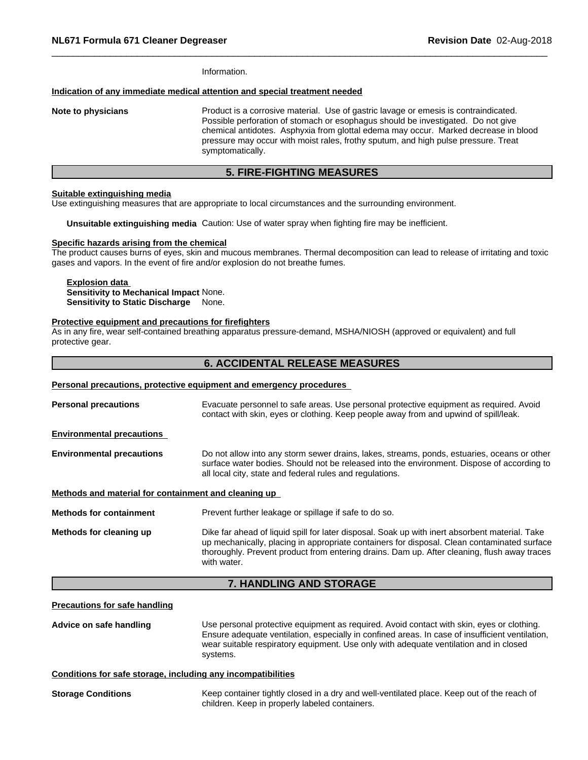Information.

**Indication of any immediate medical attention and special treatment needed**

**Note to physicians** Product is a corrosive material. Use of gastric lavage or emesis is contraindicated. Possible perforation of stomach or esophagus should be investigated. Do not give chemical antidotes. Asphyxia from glottal edema may occur. Marked decrease in blood pressure may occur with moist rales, frothy sputum, and high pulse pressure. Treat symptomatically.

## 5. FIRE-FIGHTING MEASURES

**Suitable extinguishing media**

Use extinguishing measures that are appropriate to local circumstances and the surrounding environment.

**Unsuitable extinguishing media** Caution: Use of water spray when fighting fire may be inefficient.

**Specific hazards arising from the chemical**

The product causes burns of eyes, skin and mucous membranes. Thermal decomposition can lead to release of irritating and toxic gases and vapors. In the event of fire and/or explosion do not breathe fumes.

**Explosion data**

**Sensitivity to Mechanical Impact** None.

**Sensitivity to Static Discharge** None.

**Protective equipment and precautions for firefighters**

As in any fire, wear self-contained breathing apparatus pressure-demand, MSHA/NIOSH (approved or equivalent) and full protective gear.

## 6. ACCIDENTAL RELEASE MEASURES

**Personal precautions, protective equipment and emergency procedures**

**Personal precautions** Evacuate personnel to safe areas. Use personal protective equipment as required. Avoid contact with skin, eyes or clothing. Keep people away from and upwind of spill/leak.

**Environmental precautions**

**Environmental precautions** Do not allow into any storm sewer drains, lakes, streams, ponds, estuaries, oceans or other surface water bodies. Should not be released into the environment. Dispose of according to all local city, state and federal rules and regulations.

**Methods and material for containment and cleaning up**

**Methods for containment** Prevent further leakage or spillage if safe to do so.

**Methods for cleaning up** Dike far ahead of liquid spill for later disposal. Soak up with inert absorbent material. Take up mechanically, placing in appropriate containers for disposal. Clean contaminated surface thoroughly. Prevent product from entering drains. Dam up. After cleaning, flush away traces with water.

## 7. HANDLING AND STORAGE

**Precautions for safe handling**

**Advice on safe handling** Use personal protective equipment as required. Avoid contact with skin, eyes or clothing. Ensure adequate ventilation, especially in confined areas. In case of insufficient ventilation, wear suitable respiratory equipment. Use only with adequate ventilation and in closed systems.

**Conditions for safe storage, including any incompatibilities**

**Storage Conditions** Keep container tightly closed in a dry and well-ventilated place. Keep out of the reach of children. Keep in properly labeled containers.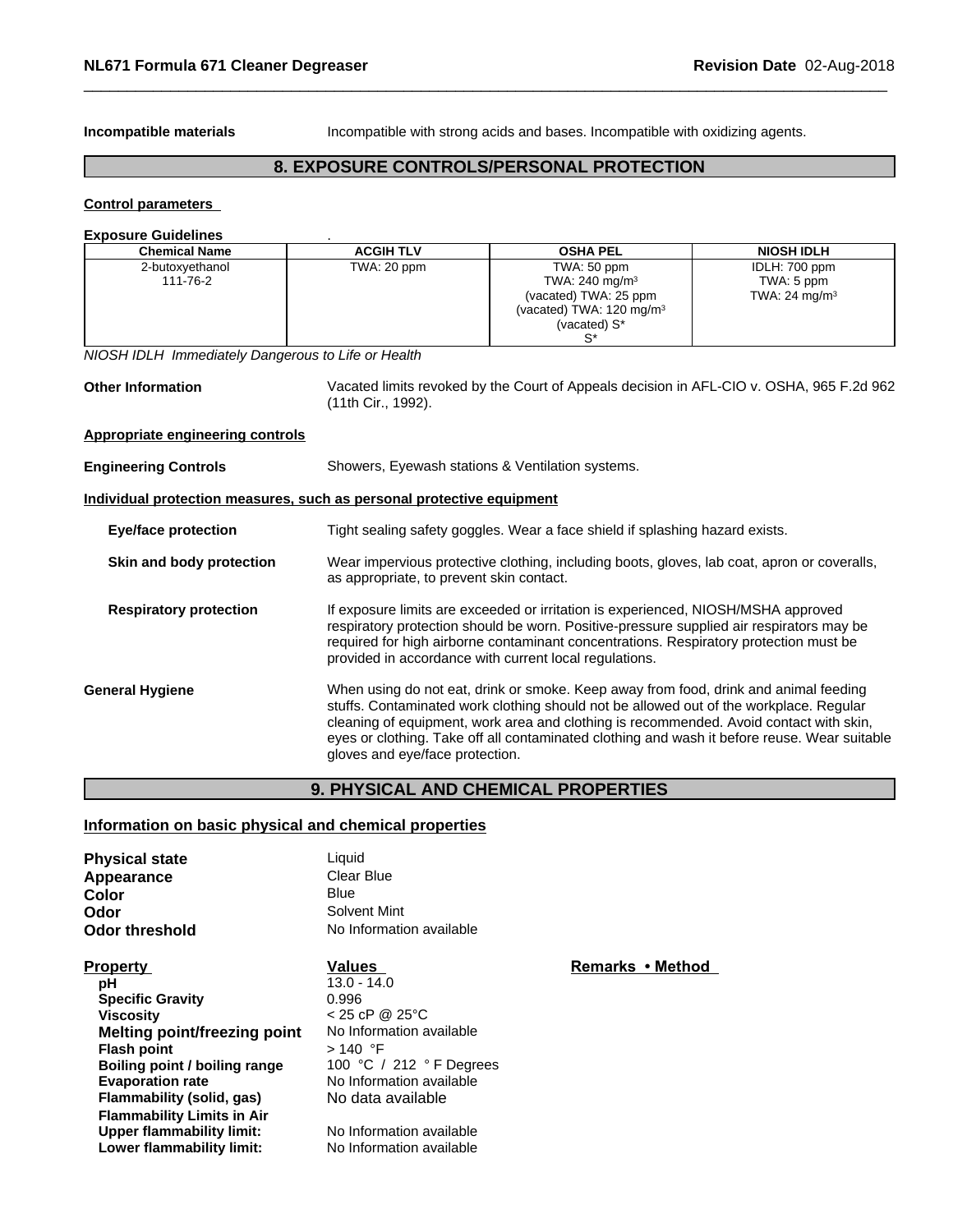**Incompatible materials** Incompatible with strong acids and bases. Incompatible with oxidizing agents.

## 8. EXPOSURE CONTROLS/PERSONAL PROTECTION

**Control parameters**

**Exposure Guidelines** .

| Chemical Name | ACGIH TLV | OSHA PEL | NIOSH IDLH |
|---|---|---|---|
| 2-butoxyethanol<br>111-76-2 | TWA: 20 ppm | TWA: 50 ppm<br>TWA: 240 mg/m³<br>(vacated) TWA: 25 ppm<br>(vacated) TWA: 120 mg/m³<br>(vacated) S*<br>S* | IDLH: 700 ppm<br>TWA: 5 ppm<br>TWA: 24 mg/m³ |

*NIOSH IDLH Immediately Dangerous to Life or Health*

**Other Information** Vacated limits revoked by the Court of Appeals decision in AFL-CIO v. OSHA, 965 F.2d 962 (11th Cir., 1992).

**Appropriate engineering controls**

**Engineering Controls** Showers, Eyewash stations & Ventilation systems.

**Individual protection measures, such as personal protective equipment**

**Eye/face protection** Tight sealing safety goggles. Wear a face shield if splashing hazard exists.

**Skin and body protection** Wear impervious protective clothing, including boots, gloves, lab coat, apron or coveralls, as appropriate, to prevent skin contact.

**Respiratory protection** If exposure limits are exceeded or irritation is experienced, NIOSH/MSHA approved respiratory protection should be worn. Positive-pressure supplied air respirators may be required for high airborne contaminant concentrations. Respiratory protection must be provided in accordance with current local regulations.

**General Hygiene** When using do not eat, drink or smoke. Keep away from food, drink and animal feeding stuffs. Contaminated work clothing should not be allowed out of the workplace. Regular cleaning of equipment, work area and clothing is recommended. Avoid contact with skin, eyes or clothing. Take off all contaminated clothing and wash it before reuse. Wear suitable gloves and eye/face protection.

## 9. PHYSICAL AND CHEMICAL PROPERTIES

**Information on basic physical and chemical properties**

**Physical state** Liquid
**Appearance** Clear Blue
**Color** Blue
**Odor** Solvent Mint
**Odor threshold** No Information available

| Property | Values | Remarks • Method |
|---|---|---|
| pH | 13.0 - 14.0 | |
| Specific Gravity | 0.996 | |
| Viscosity | < 25 cP @ 25°C | |
| Melting point/freezing point | No Information available | |
| Flash point | > 140 °F | |
| Boiling point / boiling range | 100 °C / 212 ° F Degrees | |
| Evaporation rate | No Information available | |
| Flammability (solid, gas) | No data available | |
| Flammability Limits in Air | | |
| Upper flammability limit: | No Information available | |
| Lower flammability limit: | No Information available | |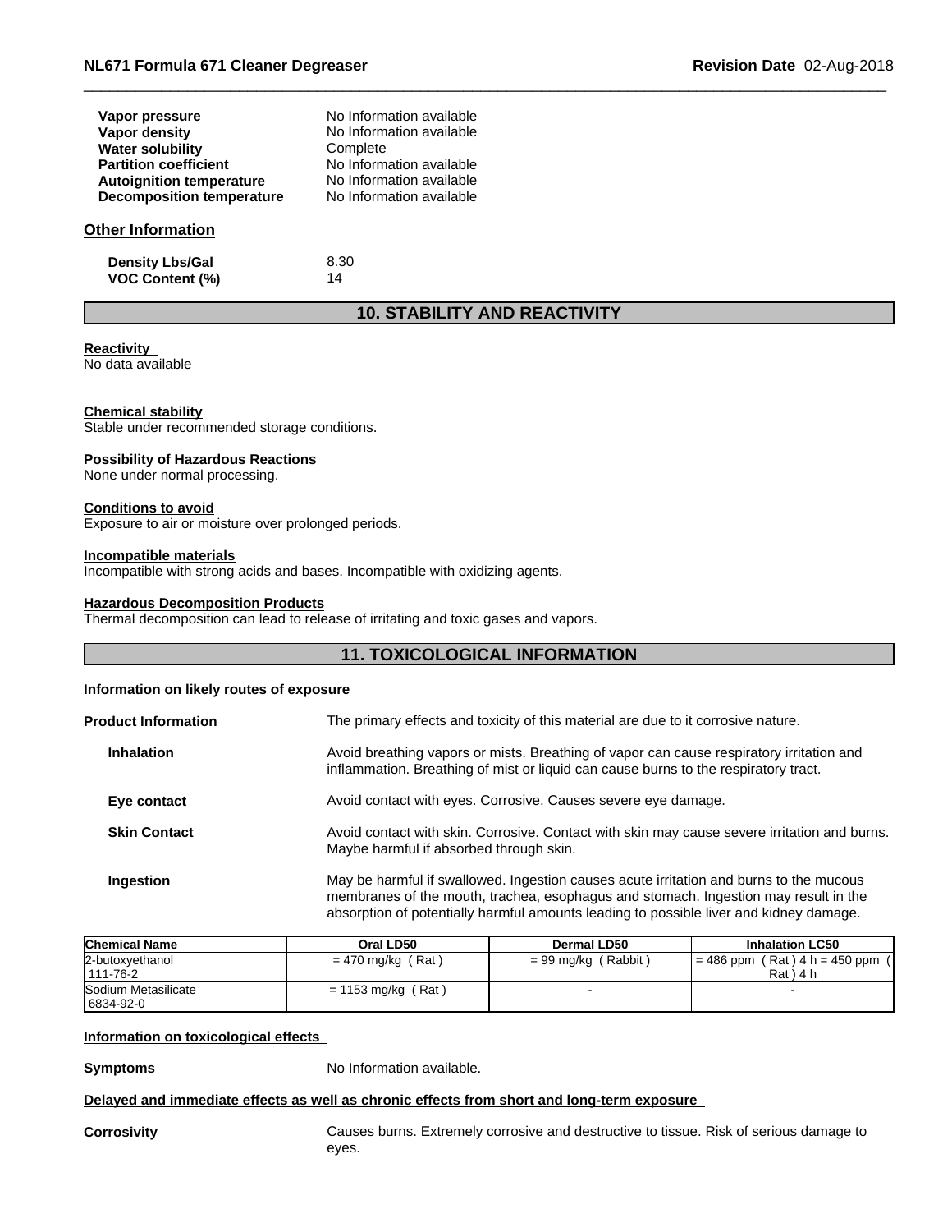| | |
|---|---|
| **Vapor pressure** | No Information available |
| **Vapor density** | No Information available |
| **Water solubility** | Complete |
| **Partition coefficient** | No Information available |
| **Autoignition temperature** | No Information available |
| **Decomposition temperature** | No Information available |

### Other Information

| | |
|---|---|
| **Density Lbs/Gal** | 8.30 |
| **VOC Content (%)** | 14 |

## 10. STABILITY AND REACTIVITY

**Reactivity**
No data available

**Chemical stability**
Stable under recommended storage conditions.

**Possibility of Hazardous Reactions**
None under normal processing.

**Conditions to avoid**
Exposure to air or moisture over prolonged periods.

**Incompatible materials**
Incompatible with strong acids and bases. Incompatible with oxidizing agents.

**Hazardous Decomposition Products**
Thermal decomposition can lead to release of irritating and toxic gases and vapors.

## 11. TOXICOLOGICAL INFORMATION

**Information on likely routes of exposure**

**Product Information** The primary effects and toxicity of this material are due to it corrosive nature.

**Inhalation** Avoid breathing vapors or mists. Breathing of vapor can cause respiratory irritation and inflammation. Breathing of mist or liquid can cause burns to the respiratory tract.

**Eye contact** Avoid contact with eyes. Corrosive. Causes severe eye damage.

**Skin Contact** Avoid contact with skin. Corrosive. Contact with skin may cause severe irritation and burns. Maybe harmful if absorbed through skin.

**Ingestion** May be harmful if swallowed. Ingestion causes acute irritation and burns to the mucous membranes of the mouth, trachea, esophagus and stomach. Ingestion may result in the absorption of potentially harmful amounts leading to possible liver and kidney damage.

| Chemical Name | Oral LD50 | Dermal LD50 | Inhalation LC50 |
|---|---|---|---|
| 2-butoxyethanol 111-76-2 | = 470 mg/kg ( Rat ) | = 99 mg/kg ( Rabbit ) | = 486 ppm ( Rat ) 4 h = 450 ppm ( Rat ) 4 h |
| Sodium Metasilicate 6834-92-0 | = 1153 mg/kg ( Rat ) | - | - |

**Information on toxicological effects**

**Symptoms** No Information available.

**Delayed and immediate effects as well as chronic effects from short and long-term exposure**

**Corrosivity** Causes burns. Extremely corrosive and destructive to tissue. Risk of serious damage to eyes.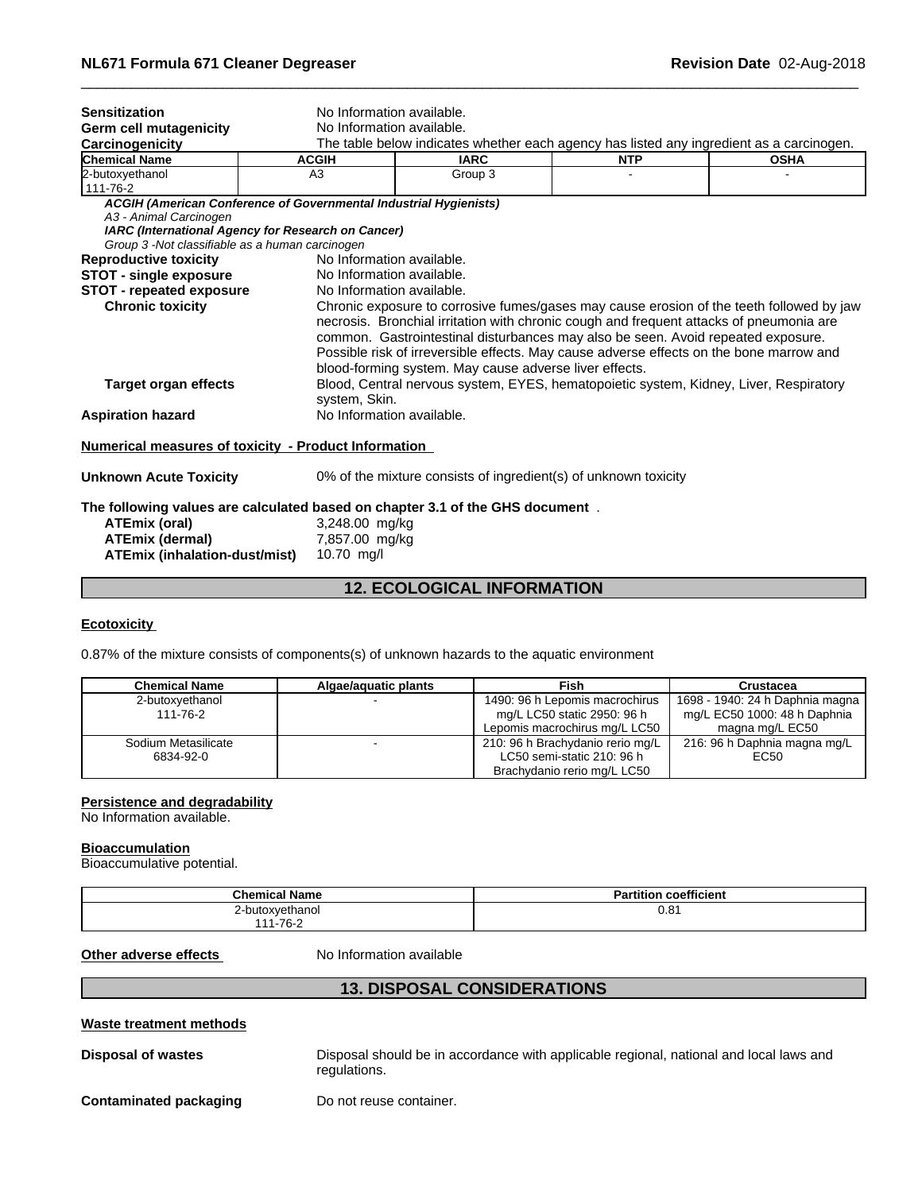**Sensitization** No Information available.

**Germ cell mutagenicity** No Information available.

**Carcinogenicity** The table below indicates whether each agency has listed any ingredient as a carcinogen.

| Chemical Name | ACGIH | IARC | NTP | OSHA |
|---|---|---|---|---|
| 2-butoxyethanol<br>111-76-2 | A3 | Group 3 | - | - |

***ACGIH (American Conference of Governmental Industrial Hygienists)***
*A3 - Animal Carcinogen*
***IARC (International Agency for Research on Cancer)***
*Group 3 -Not classifiable as a human carcinogen*

**Reproductive toxicity** No Information available.

**STOT - single exposure** No Information available.

**STOT - repeated exposure** No Information available.

**Chronic toxicity** Chronic exposure to corrosive fumes/gases may cause erosion of the teeth followed by jaw necrosis. Bronchial irritation with chronic cough and frequent attacks of pneumonia are common. Gastrointestinal disturbances may also be seen. Avoid repeated exposure. Possible risk of irreversible effects. May cause adverse effects on the bone marrow and blood-forming system. May cause adverse liver effects.

**Target organ effects** Blood, Central nervous system, EYES, hematopoietic system, Kidney, Liver, Respiratory system, Skin.

**Aspiration hazard** No Information available.

**Numerical measures of toxicity - Product Information**

**Unknown Acute Toxicity** 0% of the mixture consists of ingredient(s) of unknown toxicity

**The following values are calculated based on chapter 3.1 of the GHS document** .

**ATEmix (oral)** 3,248.00 mg/kg
**ATEmix (dermal)** 7,857.00 mg/kg
**ATEmix (inhalation-dust/mist)** 10.70 mg/l

## 12. ECOLOGICAL INFORMATION

**Ecotoxicity**

0.87% of the mixture consists of components(s) of unknown hazards to the aquatic environment

| Chemical Name | Algae/aquatic plants | Fish | Crustacea |
|---|---|---|---|
| 2-butoxyethanol<br>111-76-2 | - | 1490: 96 h Lepomis macrochirus mg/L LC50 static 2950: 96 h Lepomis macrochirus mg/L LC50 | 1698 - 1940: 24 h Daphnia magna mg/L EC50 1000: 48 h Daphnia magna mg/L EC50 |
| Sodium Metasilicate<br>6834-92-0 | - | 210: 96 h Brachydanio rerio mg/L LC50 semi-static 210: 96 h Brachydanio rerio mg/L LC50 | 216: 96 h Daphnia magna mg/L EC50 |

**Persistence and degradability**
No Information available.

**Bioaccumulation**
Bioaccumulative potential.

| Chemical Name | Partition coefficient |
|---|---|
| 2-butoxyethanol<br>111-76-2 | 0.81 |

**Other adverse effects** No Information available

## 13. DISPOSAL CONSIDERATIONS

**Waste treatment methods**

**Disposal of wastes** Disposal should be in accordance with applicable regional, national and local laws and regulations.

**Contaminated packaging** Do not reuse container.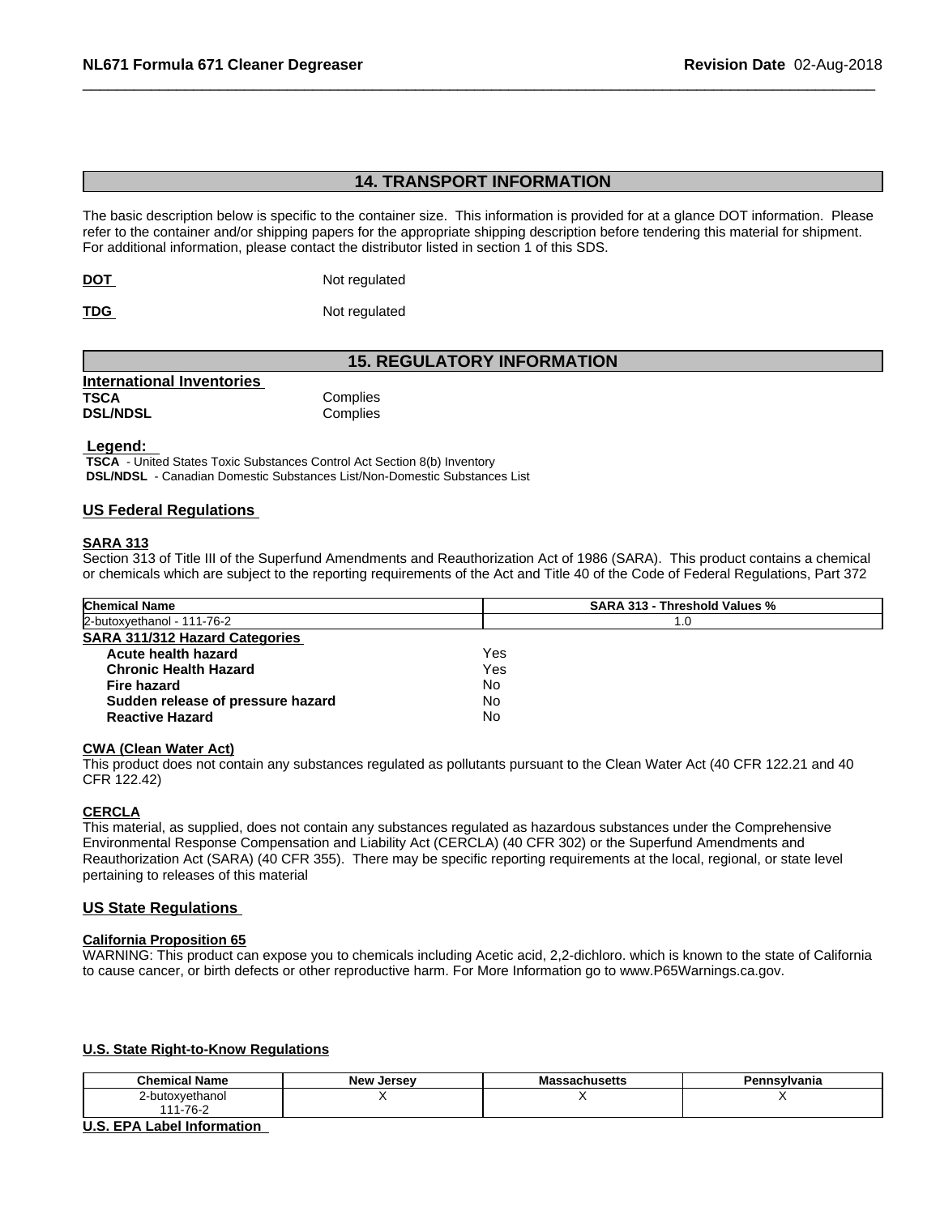## 14. TRANSPORT INFORMATION

The basic description below is specific to the container size. This information is provided for at a glance DOT information. Please refer to the container and/or shipping papers for the appropriate shipping description before tendering this material for shipment. For additional information, please contact the distributor listed in section 1 of this SDS.

**DOT** Not regulated

**TDG** Not regulated

## 15. REGULATORY INFORMATION

**International Inventories**

| | |
|---|---|
| **TSCA** | Complies |
| **DSL/NDSL** | Complies |

**Legend:**

**TSCA** - United States Toxic Substances Control Act Section 8(b) Inventory
**DSL/NDSL** - Canadian Domestic Substances List/Non-Domestic Substances List

### US Federal Regulations

**SARA 313**

Section 313 of Title III of the Superfund Amendments and Reauthorization Act of 1986 (SARA). This product contains a chemical or chemicals which are subject to the reporting requirements of the Act and Title 40 of the Code of Federal Regulations, Part 372

| Chemical Name | SARA 313 - Threshold Values % |
|---|---|
| 2-butoxyethanol - 111-76-2 | 1.0 |

**SARA 311/312 Hazard Categories**

| | |
|---|---|
| **Acute health hazard** | Yes |
| **Chronic Health Hazard** | Yes |
| **Fire hazard** | No |
| **Sudden release of pressure hazard** | No |
| **Reactive Hazard** | No |

**CWA (Clean Water Act)**

This product does not contain any substances regulated as pollutants pursuant to the Clean Water Act (40 CFR 122.21 and 40 CFR 122.42)

**CERCLA**

This material, as supplied, does not contain any substances regulated as hazardous substances under the Comprehensive Environmental Response Compensation and Liability Act (CERCLA) (40 CFR 302) or the Superfund Amendments and Reauthorization Act (SARA) (40 CFR 355). There may be specific reporting requirements at the local, regional, or state level pertaining to releases of this material

### US State Regulations

**California Proposition 65**

WARNING: This product can expose you to chemicals including Acetic acid, 2,2-dichloro. which is known to the state of California to cause cancer, or birth defects or other reproductive harm. For More Information go to www.P65Warnings.ca.gov.

**U.S. State Right-to-Know Regulations**

| Chemical Name | New Jersey | Massachusetts | Pennsylvania |
|---|---|---|---|
| 2-butoxyethanol 111-76-2 | X | X | X |

**U.S. EPA Label Information**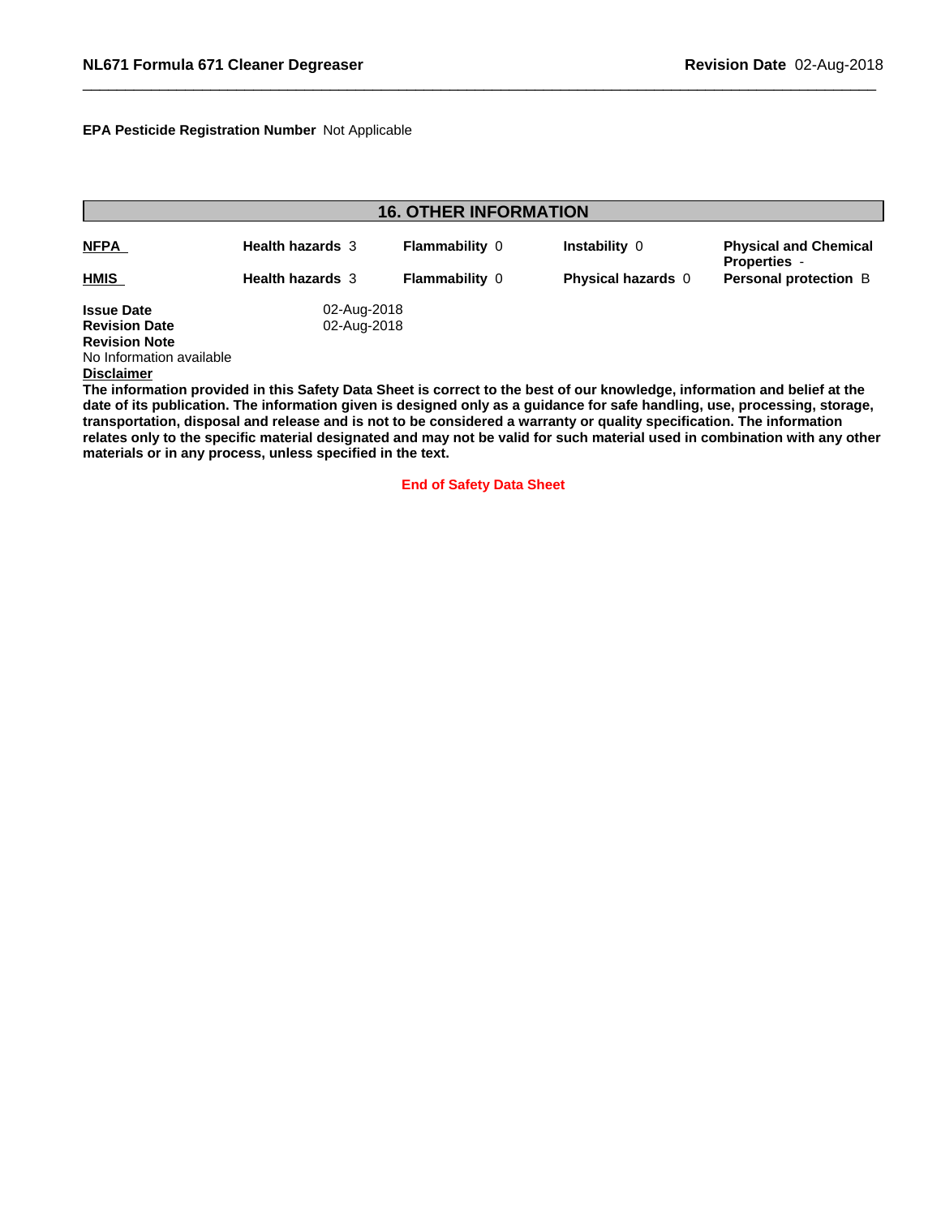**EPA Pesticide Registration Number** Not Applicable

## 16. OTHER INFORMATION

| | | | | |
|---|---|---|---|---|
| **NFPA** | **Health hazards** 3 | **Flammability** 0 | **Instability** 0 | **Physical and Chemical Properties** - |
| **HMIS** | **Health hazards** 3 | **Flammability** 0 | **Physical hazards** 0 | **Personal protection** B |

**Issue Date** 02-Aug-2018
**Revision Date** 02-Aug-2018
**Revision Note**
No Information available

**Disclaimer**
**The information provided in this Safety Data Sheet is correct to the best of our knowledge, information and belief at the date of its publication. The information given is designed only as a guidance for safe handling, use, processing, storage, transportation, disposal and release and is not to be considered a warranty or quality specification. The information relates only to the specific material designated and may not be valid for such material used in combination with any other materials or in any process, unless specified in the text.**

**End of Safety Data Sheet**